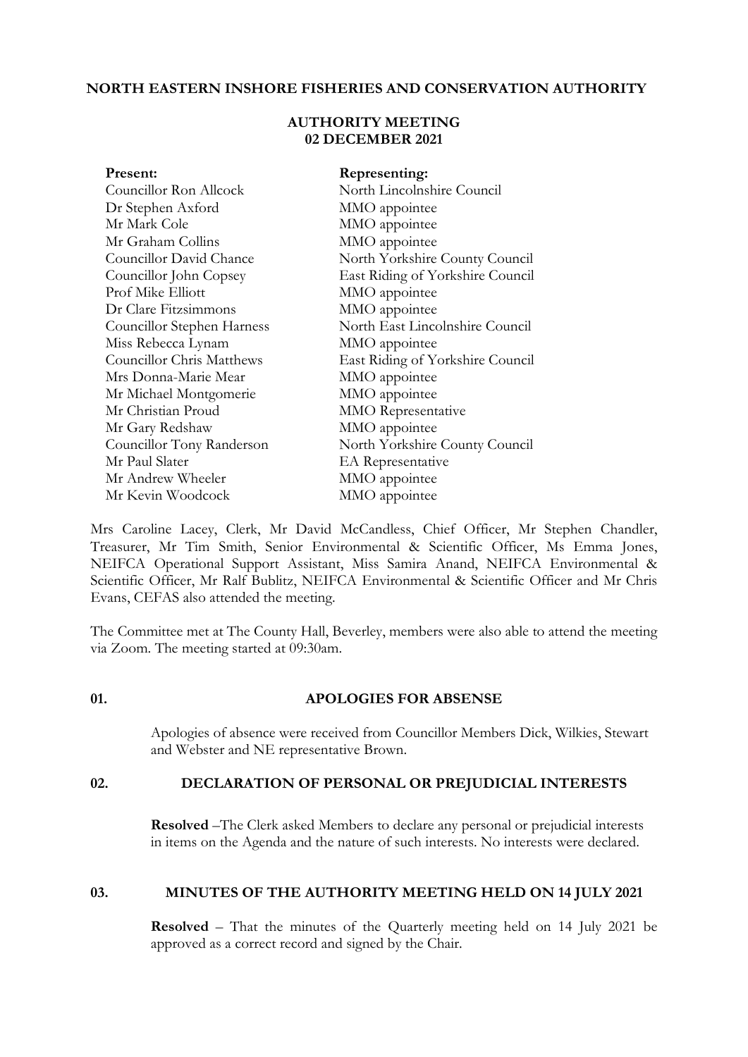# NORTH EASTERN INSHORE FISHERIES AND CONSERVATION AUTHORITY

## AUTHORITY MEETING
## 02 DECEMBER 2021

| Present: | Representing: |
|---|---|
| Councillor Ron Allcock | North Lincolnshire Council |
| Dr Stephen Axford | MMO appointee |
| Mr Mark Cole | MMO appointee |
| Mr Graham Collins | MMO appointee |
| Councillor David Chance | North Yorkshire County Council |
| Councillor John Copsey | East Riding of Yorkshire Council |
| Prof Mike Elliott | MMO appointee |
| Dr Clare Fitzsimmons | MMO appointee |
| Councillor Stephen Harness | North East Lincolnshire Council |
| Miss Rebecca Lynam | MMO appointee |
| Councillor Chris Matthews | East Riding of Yorkshire Council |
| Mrs Donna-Marie Mear | MMO appointee |
| Mr Michael Montgomerie | MMO appointee |
| Mr Christian Proud | MMO Representative |
| Mr Gary Redshaw | MMO appointee |
| Councillor Tony Randerson | North Yorkshire County Council |
| Mr Paul Slater | EA Representative |
| Mr Andrew Wheeler | MMO appointee |
| Mr Kevin Woodcock | MMO appointee |

Mrs Caroline Lacey, Clerk, Mr David McCandless, Chief Officer, Mr Stephen Chandler, Treasurer, Mr Tim Smith, Senior Environmental & Scientific Officer, Ms Emma Jones, NEIFCA Operational Support Assistant, Miss Samira Anand, NEIFCA Environmental & Scientific Officer, Mr Ralf Bublitz, NEIFCA Environmental & Scientific Officer and Mr Chris Evans, CEFAS also attended the meeting.

The Committee met at The County Hall, Beverley, members were also able to attend the meeting via Zoom. The meeting started at 09:30am.

### 01. APOLOGIES FOR ABSENSE

Apologies of absence were received from Councillor Members Dick, Wilkies, Stewart and Webster and NE representative Brown.

### 02. DECLARATION OF PERSONAL OR PREJUDICIAL INTERESTS

**Resolved** –The Clerk asked Members to declare any personal or prejudicial interests in items on the Agenda and the nature of such interests. No interests were declared.

### 03. MINUTES OF THE AUTHORITY MEETING HELD ON 14 JULY 2021

**Resolved** – That the minutes of the Quarterly meeting held on 14 July 2021 be approved as a correct record and signed by the Chair.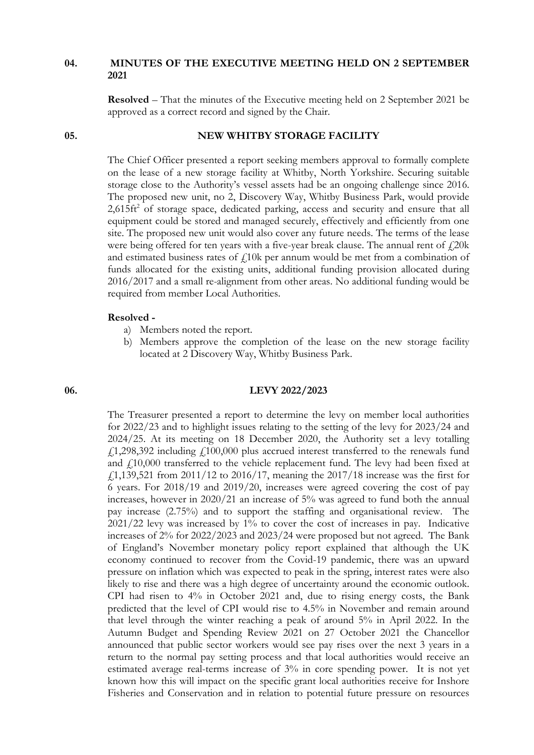## 04. MINUTES OF THE EXECUTIVE MEETING HELD ON 2 SEPTEMBER 2021

**Resolved** – That the minutes of the Executive meeting held on 2 September 2021 be approved as a correct record and signed by the Chair.

## 05. NEW WHITBY STORAGE FACILITY

The Chief Officer presented a report seeking members approval to formally complete on the lease of a new storage facility at Whitby, North Yorkshire. Securing suitable storage close to the Authority's vessel assets had be an ongoing challenge since 2016. The proposed new unit, no 2, Discovery Way, Whitby Business Park, would provide 2,615ft$^2$ of storage space, dedicated parking, access and security and ensure that all equipment could be stored and managed securely, effectively and efficiently from one site. The proposed new unit would also cover any future needs. The terms of the lease were being offered for ten years with a five-year break clause. The annual rent of £20k and estimated business rates of £10k per annum would be met from a combination of funds allocated for the existing units, additional funding provision allocated during 2016/2017 and a small re-alignment from other areas. No additional funding would be required from member Local Authorities.

**Resolved -**

a) Members noted the report.
b) Members approve the completion of the lease on the new storage facility located at 2 Discovery Way, Whitby Business Park.

## 06. LEVY 2022/2023

The Treasurer presented a report to determine the levy on member local authorities for 2022/23 and to highlight issues relating to the setting of the levy for 2023/24 and 2024/25. At its meeting on 18 December 2020, the Authority set a levy totalling £1,298,392 including £100,000 plus accrued interest transferred to the renewals fund and £10,000 transferred to the vehicle replacement fund. The levy had been fixed at £1,139,521 from 2011/12 to 2016/17, meaning the 2017/18 increase was the first for 6 years. For 2018/19 and 2019/20, increases were agreed covering the cost of pay increases, however in 2020/21 an increase of 5% was agreed to fund both the annual pay increase (2.75%) and to support the staffing and organisational review. The 2021/22 levy was increased by 1% to cover the cost of increases in pay. Indicative increases of 2% for 2022/2023 and 2023/24 were proposed but not agreed. The Bank of England's November monetary policy report explained that although the UK economy continued to recover from the Covid-19 pandemic, there was an upward pressure on inflation which was expected to peak in the spring, interest rates were also likely to rise and there was a high degree of uncertainty around the economic outlook. CPI had risen to 4% in October 2021 and, due to rising energy costs, the Bank predicted that the level of CPI would rise to 4.5% in November and remain around that level through the winter reaching a peak of around 5% in April 2022. In the Autumn Budget and Spending Review 2021 on 27 October 2021 the Chancellor announced that public sector workers would see pay rises over the next 3 years in a return to the normal pay setting process and that local authorities would receive an estimated average real-terms increase of 3% in core spending power. It is not yet known how this will impact on the specific grant local authorities receive for Inshore Fisheries and Conservation and in relation to potential future pressure on resources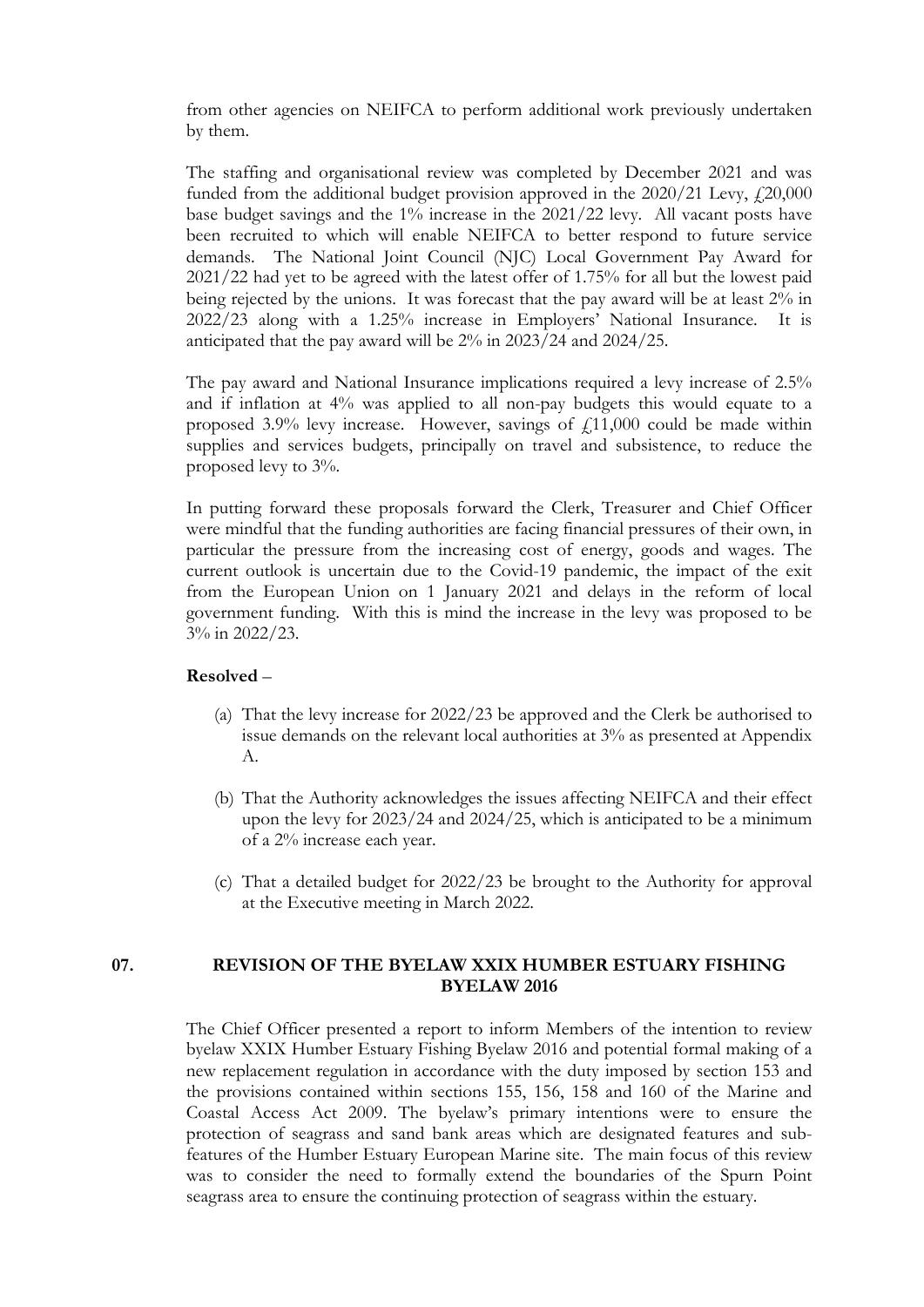from other agencies on NEIFCA to perform additional work previously undertaken by them.

The staffing and organisational review was completed by December 2021 and was funded from the additional budget provision approved in the 2020/21 Levy, £20,000 base budget savings and the 1% increase in the 2021/22 levy. All vacant posts have been recruited to which will enable NEIFCA to better respond to future service demands. The National Joint Council (NJC) Local Government Pay Award for 2021/22 had yet to be agreed with the latest offer of 1.75% for all but the lowest paid being rejected by the unions. It was forecast that the pay award will be at least 2% in 2022/23 along with a 1.25% increase in Employers' National Insurance. It is anticipated that the pay award will be 2% in 2023/24 and 2024/25.

The pay award and National Insurance implications required a levy increase of 2.5% and if inflation at 4% was applied to all non-pay budgets this would equate to a proposed 3.9% levy increase. However, savings of £11,000 could be made within supplies and services budgets, principally on travel and subsistence, to reduce the proposed levy to 3%.

In putting forward these proposals forward the Clerk, Treasurer and Chief Officer were mindful that the funding authorities are facing financial pressures of their own, in particular the pressure from the increasing cost of energy, goods and wages. The current outlook is uncertain due to the Covid-19 pandemic, the impact of the exit from the European Union on 1 January 2021 and delays in the reform of local government funding. With this is mind the increase in the levy was proposed to be 3% in 2022/23.

**Resolved** –

(a) That the levy increase for 2022/23 be approved and the Clerk be authorised to issue demands on the relevant local authorities at 3% as presented at Appendix A.

(b) That the Authority acknowledges the issues affecting NEIFCA and their effect upon the levy for 2023/24 and 2024/25, which is anticipated to be a minimum of a 2% increase each year.

(c) That a detailed budget for 2022/23 be brought to the Authority for approval at the Executive meeting in March 2022.

## 07. REVISION OF THE BYELAW XXIX HUMBER ESTUARY FISHING BYELAW 2016

The Chief Officer presented a report to inform Members of the intention to review byelaw XXIX Humber Estuary Fishing Byelaw 2016 and potential formal making of a new replacement regulation in accordance with the duty imposed by section 153 and the provisions contained within sections 155, 156, 158 and 160 of the Marine and Coastal Access Act 2009. The byelaw's primary intentions were to ensure the protection of seagrass and sand bank areas which are designated features and sub-features of the Humber Estuary European Marine site. The main focus of this review was to consider the need to formally extend the boundaries of the Spurn Point seagrass area to ensure the continuing protection of seagrass within the estuary.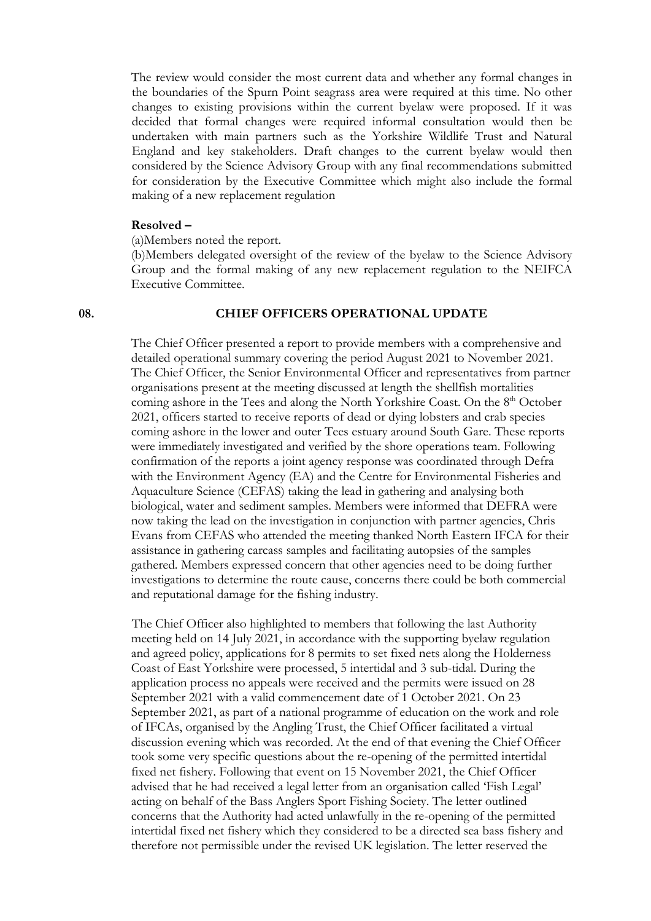The review would consider the most current data and whether any formal changes in the boundaries of the Spurn Point seagrass area were required at this time. No other changes to existing provisions within the current byelaw were proposed. If it was decided that formal changes were required informal consultation would then be undertaken with main partners such as the Yorkshire Wildlife Trust and Natural England and key stakeholders. Draft changes to the current byelaw would then considered by the Science Advisory Group with any final recommendations submitted for consideration by the Executive Committee which might also include the formal making of a new replacement regulation

**Resolved –**

(a)Members noted the report.

(b)Members delegated oversight of the review of the byelaw to the Science Advisory Group and the formal making of any new replacement regulation to the NEIFCA Executive Committee.

## 08. CHIEF OFFICERS OPERATIONAL UPDATE

The Chief Officer presented a report to provide members with a comprehensive and detailed operational summary covering the period August 2021 to November 2021. The Chief Officer, the Senior Environmental Officer and representatives from partner organisations present at the meeting discussed at length the shellfish mortalities coming ashore in the Tees and along the North Yorkshire Coast. On the 8th October 2021, officers started to receive reports of dead or dying lobsters and crab species coming ashore in the lower and outer Tees estuary around South Gare. These reports were immediately investigated and verified by the shore operations team. Following confirmation of the reports a joint agency response was coordinated through Defra with the Environment Agency (EA) and the Centre for Environmental Fisheries and Aquaculture Science (CEFAS) taking the lead in gathering and analysing both biological, water and sediment samples. Members were informed that DEFRA were now taking the lead on the investigation in conjunction with partner agencies, Chris Evans from CEFAS who attended the meeting thanked North Eastern IFCA for their assistance in gathering carcass samples and facilitating autopsies of the samples gathered. Members expressed concern that other agencies need to be doing further investigations to determine the route cause, concerns there could be both commercial and reputational damage for the fishing industry.

The Chief Officer also highlighted to members that following the last Authority meeting held on 14 July 2021, in accordance with the supporting byelaw regulation and agreed policy, applications for 8 permits to set fixed nets along the Holderness Coast of East Yorkshire were processed, 5 intertidal and 3 sub-tidal. During the application process no appeals were received and the permits were issued on 28 September 2021 with a valid commencement date of 1 October 2021. On 23 September 2021, as part of a national programme of education on the work and role of IFCAs, organised by the Angling Trust, the Chief Officer facilitated a virtual discussion evening which was recorded. At the end of that evening the Chief Officer took some very specific questions about the re-opening of the permitted intertidal fixed net fishery. Following that event on 15 November 2021, the Chief Officer advised that he had received a legal letter from an organisation called 'Fish Legal' acting on behalf of the Bass Anglers Sport Fishing Society. The letter outlined concerns that the Authority had acted unlawfully in the re-opening of the permitted intertidal fixed net fishery which they considered to be a directed sea bass fishery and therefore not permissible under the revised UK legislation. The letter reserved the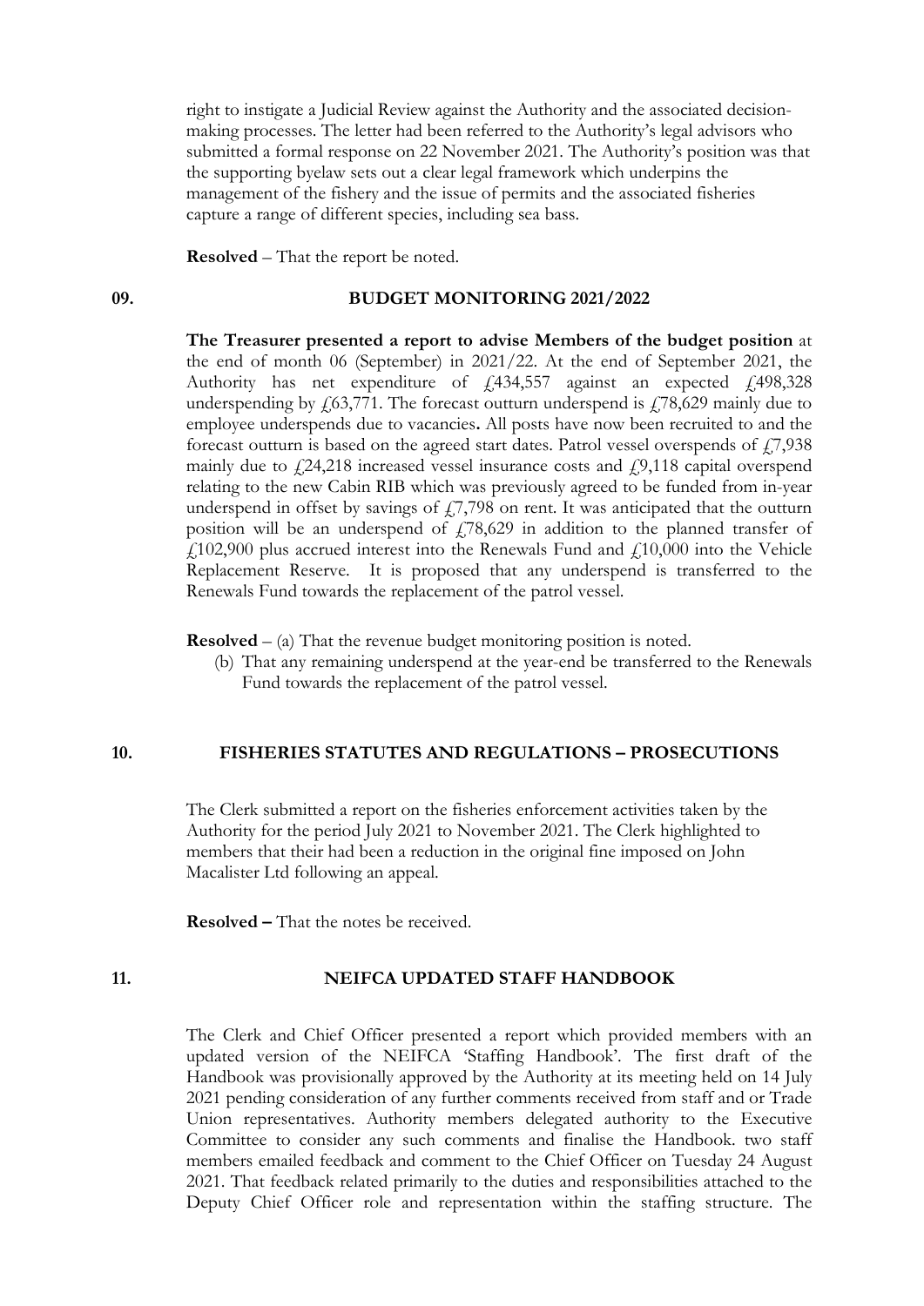right to instigate a Judicial Review against the Authority and the associated decision-making processes. The letter had been referred to the Authority's legal advisors who submitted a formal response on 22 November 2021. The Authority's position was that the supporting byelaw sets out a clear legal framework which underpins the management of the fishery and the issue of permits and the associated fisheries capture a range of different species, including sea bass.

**Resolved** – That the report be noted.

## 09. BUDGET MONITORING 2021/2022

**The Treasurer presented a report to advise Members of the budget position** at the end of month 06 (September) in 2021/22. At the end of September 2021, the Authority has net expenditure of £434,557 against an expected £498,328 underspending by £63,771. The forecast outturn underspend is £78,629 mainly due to employee underspends due to vacancies**.** All posts have now been recruited to and the forecast outturn is based on the agreed start dates. Patrol vessel overspends of £7,938 mainly due to £24,218 increased vessel insurance costs and £9,118 capital overspend relating to the new Cabin RIB which was previously agreed to be funded from in-year underspend in offset by savings of £7,798 on rent. It was anticipated that the outturn position will be an underspend of £78,629 in addition to the planned transfer of £102,900 plus accrued interest into the Renewals Fund and £10,000 into the Vehicle Replacement Reserve. It is proposed that any underspend is transferred to the Renewals Fund towards the replacement of the patrol vessel.

**Resolved** – (a) That the revenue budget monitoring position is noted.

(b) That any remaining underspend at the year-end be transferred to the Renewals Fund towards the replacement of the patrol vessel.

## 10. FISHERIES STATUTES AND REGULATIONS – PROSECUTIONS

The Clerk submitted a report on the fisheries enforcement activities taken by the Authority for the period July 2021 to November 2021. The Clerk highlighted to members that their had been a reduction in the original fine imposed on John Macalister Ltd following an appeal.

**Resolved –** That the notes be received.

## 11. NEIFCA UPDATED STAFF HANDBOOK

The Clerk and Chief Officer presented a report which provided members with an updated version of the NEIFCA 'Staffing Handbook'. The first draft of the Handbook was provisionally approved by the Authority at its meeting held on 14 July 2021 pending consideration of any further comments received from staff and or Trade Union representatives. Authority members delegated authority to the Executive Committee to consider any such comments and finalise the Handbook. two staff members emailed feedback and comment to the Chief Officer on Tuesday 24 August 2021. That feedback related primarily to the duties and responsibilities attached to the Deputy Chief Officer role and representation within the staffing structure. The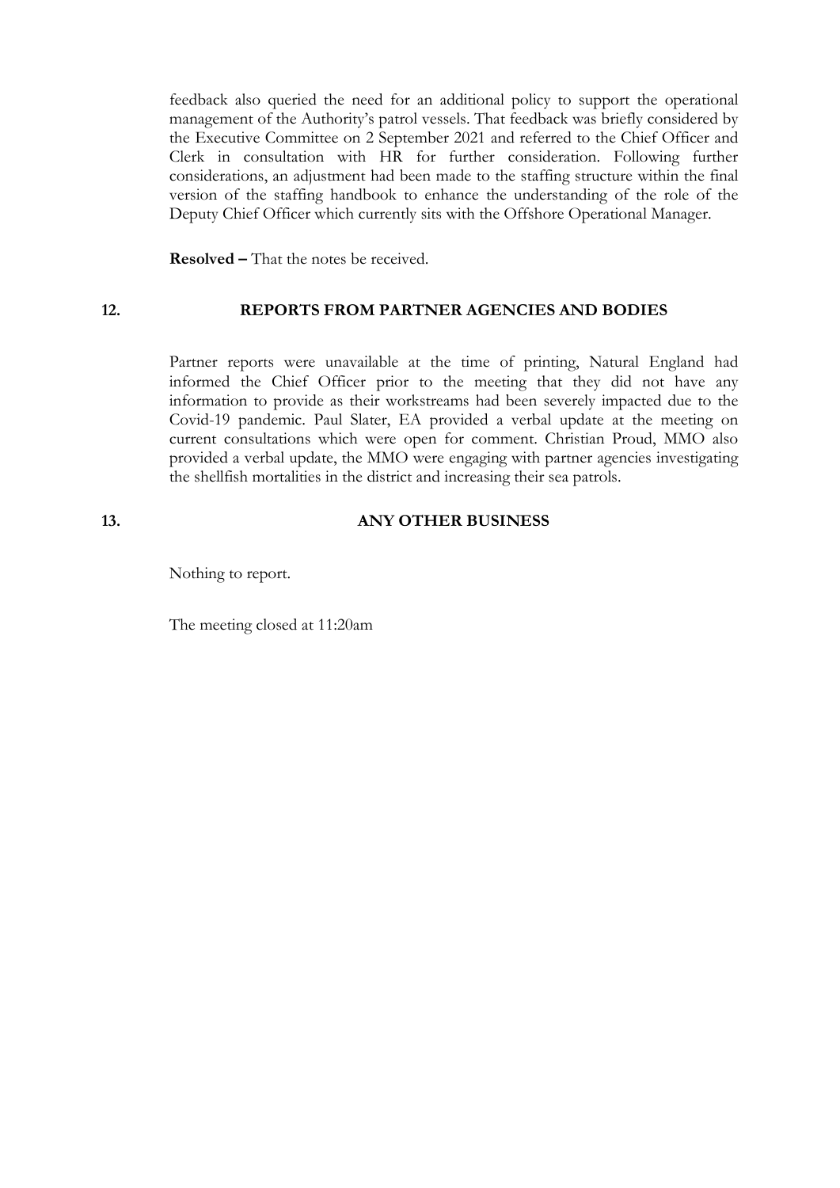feedback also queried the need for an additional policy to support the operational management of the Authority's patrol vessels. That feedback was briefly considered by the Executive Committee on 2 September 2021 and referred to the Chief Officer and Clerk in consultation with HR for further consideration. Following further considerations, an adjustment had been made to the staffing structure within the final version of the staffing handbook to enhance the understanding of the role of the Deputy Chief Officer which currently sits with the Offshore Operational Manager.

**Resolved –** That the notes be received.

## 12. REPORTS FROM PARTNER AGENCIES AND BODIES

Partner reports were unavailable at the time of printing, Natural England had informed the Chief Officer prior to the meeting that they did not have any information to provide as their workstreams had been severely impacted due to the Covid-19 pandemic. Paul Slater, EA provided a verbal update at the meeting on current consultations which were open for comment. Christian Proud, MMO also provided a verbal update, the MMO were engaging with partner agencies investigating the shellfish mortalities in the district and increasing their sea patrols.

## 13. ANY OTHER BUSINESS

Nothing to report.

The meeting closed at 11:20am